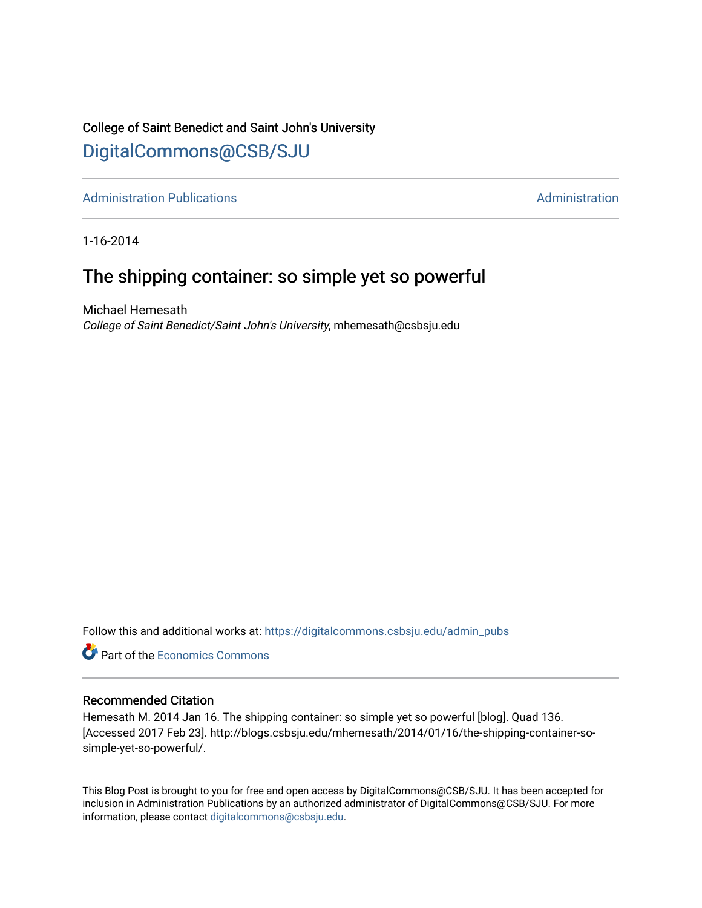College of Saint Benedict and Saint John's University

# DigitalCommons@CSB/SJU

Administration Publications | Administration

1-16-2014

## The shipping container: so simple yet so powerful

Michael Hemesath
*College of Saint Benedict/Saint John's University*, mhemesath@csbsju.edu

Follow this and additional works at: https://digitalcommons.csbsju.edu/admin_pubs

Part of the Economics Commons

### Recommended Citation

Hemesath M. 2014 Jan 16. The shipping container: so simple yet so powerful [blog]. Quad 136. [Accessed 2017 Feb 23]. http://blogs.csbsju.edu/mhemesath/2014/01/16/the-shipping-container-so-simple-yet-so-powerful/.

This Blog Post is brought to you for free and open access by DigitalCommons@CSB/SJU. It has been accepted for inclusion in Administration Publications by an authorized administrator of DigitalCommons@CSB/SJU. For more information, please contact digitalcommons@csbsju.edu.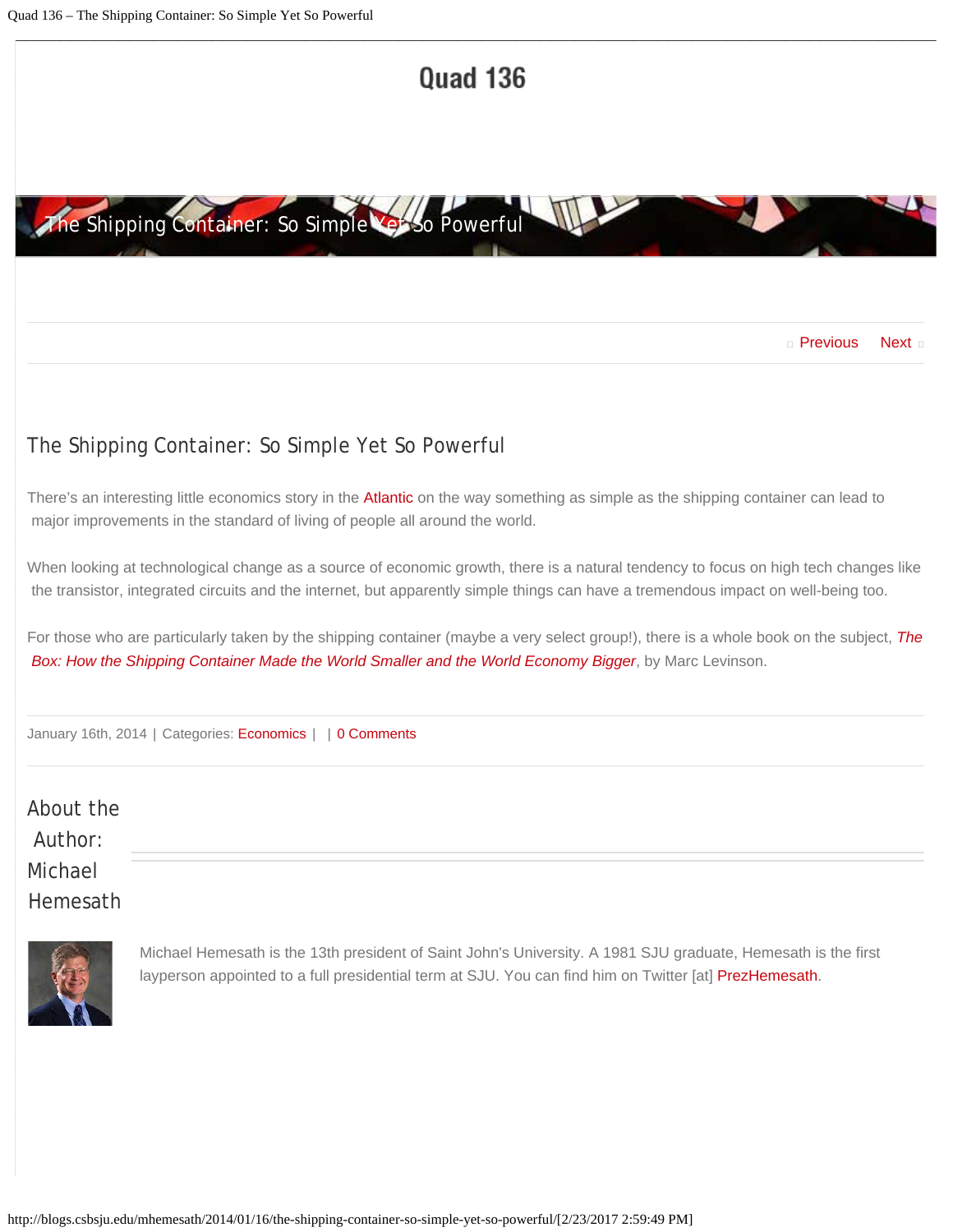# Quad 136

## The Shipping Container: So Simple Yet So Powerful

Previous Next

### The Shipping Container: So Simple Yet So Powerful

There's an interesting little economics story in the Atlantic on the way something as simple as the shipping container can lead to major improvements in the standard of living of people all around the world.

When looking at technological change as a source of economic growth, there is a natural tendency to focus on high tech changes like the transistor, integrated circuits and the internet, but apparently simple things can have a tremendous impact on well-being too.

For those who are particularly taken by the shipping container (maybe a very select group!), there is a whole book on the subject, *The Box: How the Shipping Container Made the World Smaller and the World Economy Bigger*, by Marc Levinson.

January 16th, 2014 | Categories: Economics | | 0 Comments

### About the Author: Michael Hemesath

Michael Hemesath is the 13th president of Saint John's University. A 1981 SJU graduate, Hemesath is the first layperson appointed to a full presidential term at SJU. You can find him on Twitter [at] PrezHemesath.